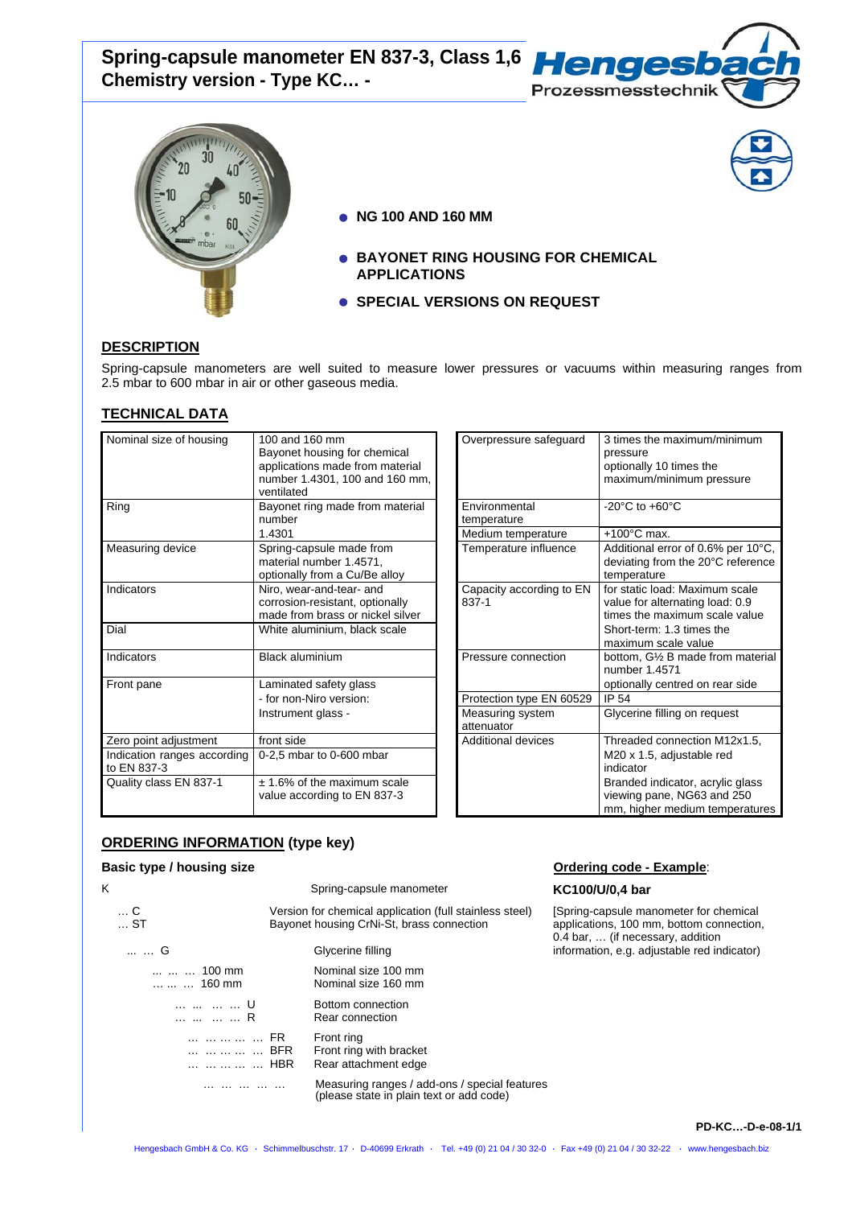# Spring-capsule manometer EN 837-3, Class 1,6
## Chemistry version - Type KC… -

- NG 100 AND 160 MM
- BAYONET RING HOUSING FOR CHEMICAL APPLICATIONS
- SPECIAL VERSIONS ON REQUEST

## DESCRIPTION

Spring-capsule manometers are well suited to measure lower pressures or vacuums within measuring ranges from 2.5 mbar to 600 mbar in air or other gaseous media.

## TECHNICAL DATA

| | |
|---|---|
| Nominal size of housing | 100 and 160 mm<br>Bayonet housing for chemical applications made from material number 1.4301, 100 and 160 mm, ventilated |
| Ring | Bayonet ring made from material number<br>1.4301 |
| Measuring device | Spring-capsule made from material number 1.4571, optionally from a Cu/Be alloy |
| Indicators | Niro, wear-and-tear- and corrosion-resistant, optionally made from brass or nickel silver |
| Dial | White aluminium, black scale |
| Indicators | Black aluminium |
| Front pane | Laminated safety glass<br>- for non-Niro version:<br>Instrument glass - |
| Zero point adjustment | front side |
| Indication ranges according to EN 837-3 | 0-2,5 mbar to 0-600 mbar |
| Quality class EN 837-1 | ± 1.6% of the maximum scale value according to EN 837-3 |

| | |
|---|---|
| Overpressure safeguard | 3 times the maximum/minimum pressure<br>optionally 10 times the maximum/minimum pressure |
| Environmental temperature | -20°C to +60°C |
| Medium temperature | +100°C max. |
| Temperature influence | Additional error of 0.6% per 10°C, deviating from the 20°C reference temperature |
| Capacity according to EN 837-1 | for static load: Maximum scale value for alternating load: 0.9 times the maximum scale value<br>Short-term: 1.3 times the maximum scale value |
| Pressure connection | bottom, G½ B made from material number 1.4571<br>optionally centred on rear side |
| Protection type EN 60529 | IP 54 |
| Measuring system attenuator | Glycerine filling on request |
| Additional devices | Threaded connection M12x1.5, M20 x 1.5, adjustable red indicator<br>Branded indicator, acrylic glass viewing pane, NG63 and 250 mm, higher medium temperatures |

## ORDERING INFORMATION (type key)

### Basic type / housing size

| Code | Description |
|---|---|
| K | Spring-capsule manometer |
| … C | Version for chemical application (full stainless steel) |
| … ST | Bayonet housing CrNi-St, brass connection |
| … … G | Glycerine filling |
| … … … 100 mm | Nominal size 100 mm |
| … … … 160 mm | Nominal size 160 mm |
| … … … … U | Bottom connection |
| … … … … R | Rear connection |
| … … … … … FR | Front ring |
| … … … … … BFR | Front ring with bracket |
| … … … … … HBR | Rear attachment edge |
| … … … … … | Measuring ranges / add-ons / special features (please state in plain text or add code) |

**Ordering code - Example:**

**KC100/U/0,4 bar**

[Spring-capsule manometer for chemical applications, 100 mm, bottom connection, 0.4 bar, … (if necessary, addition information, e.g. adjustable red indicator)]

PD-KC…-D-e-08-1/1

Hengesbach GmbH & Co. KG · Schimmelbuschstr. 17 · D-40699 Erkrath · Tel. +49 (0) 21 04 / 30 32-0 · Fax +49 (0) 21 04 / 30 32-22 · www.hengesbach.biz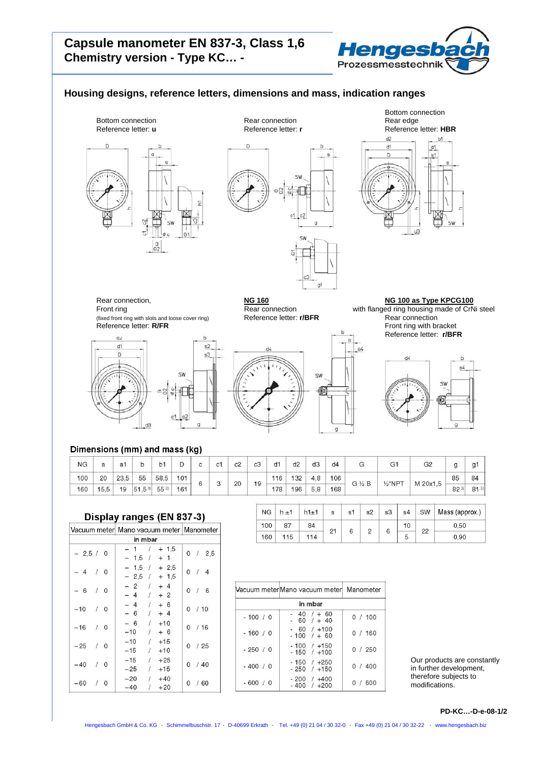# Capsule manometer EN 837-3, Class 1,6
## Chemistry version - Type KC... -

Hengesbach Prozessmesstechnik

## Housing designs, reference letters, dimensions and mass, indication ranges

Bottom connection
Reference letter: **u**

Rear connection
Reference letter: **r**

Bottom connection
Rear edge
Reference letter: **HBR**

Rear connection,
Front ring
(fixed front ring with slots and loose cover ring)
Reference letter: **R/FR**

**NG 160**
Rear connection
Reference letter: **r/BFR**

**NG 100 as Type KPCG100**
with flanged ring housing made of CrNi steel
Rear connection
Front ring with bracket
Reference letter: **r/BFR**

### Dimensions (mm) and mass (kg)

| NG | a | a1 | b | b1 | D | c | c1 | c2 | c3 | d1 | d2 | d3 | d4 | G | G1 | G2 | g | g1 |
|---|---|---|---|---|---|---|---|---|---|---|---|---|---|---|---|---|---|---|
| 100 | 20 | 23,5 | 55 | 58,5 | 101 | 6 | 3 | 20 | 19 | 116 | 132 | 4,8 | 106 | G ½ B | ½"NPT | M 20x1,5 | 85 | 84 |
| 160 | 15,5 | 19 | 51,5 [3] | 55 [3] | 161 | | | | | 178 | 196 | 5,8 | 168 | | | | 82 [3] | 81 [3] |

| NG | h ±1 | h1±1 | s | s1 | s2 | s3 | s4 | SW | Mass (approx.) |
|---|---|---|---|---|---|---|---|---|---|
| 100 | 87 | 84 | 21 | 6 | 2 | 6 | 10 | 22 | 0,50 |
| 160 | 115 | 114 | | | | | 5 | | 0,90 |

### Display ranges (EN 837-3)

| Vacuum meter | Mano vacuum meter | Manometer |
|---|---|---|
| in mbar | | |
| − 2,5 / 0 | − 1 / + 1,5<br>− 1,5 / + 1 | 0 / 2,5 |
| − 4 / 0 | − 1,5 / + 2,5<br>− 2,5 / + 1,5 | 0 / 4 |
| − 6 / 0 | − 2 / + 4<br>− 4 / + 2 | 0 / 6 |
| −10 / 0 | − 4 / + 6<br>− 6 / + 4 | 0 / 10 |
| −16 / 0 | − 6 / +10<br>−10 / + 6 | 0 / 16 |
| −25 / 0 | −10 / +15<br>−15 / +10 | 0 / 25 |
| −40 / 0 | −15 / +25<br>−25 / +15 | 0 / 40 |
| −60 / 0 | −20 / +40<br>−40 / +20 | 0 / 60 |

| Vacuum meter | Mano vacuum meter | Manometer |
|---|---|---|
| in mbar | | |
| - 100 / 0 | - 40 / + 60<br>- 60 / + 40 | 0 / 100 |
| - 160 / 0 | - 60 / +100<br>- 100 / + 60 | 0 / 160 |
| - 250 / 0 | - 100 / +150<br>- 150 / +100 | 0 / 250 |
| - 400 / 0 | - 150 / +250<br>- 250 / +150 | 0 / 400 |
| - 600 / 0 | - 200 / +400<br>- 400 / +200 | 0 / 600 |

Our products are constantly in further development, therefore subjects to modifications.

PD-KC...-D-e-08-1/2

Hengesbach GmbH & Co. KG · Schimmelbuschstr. 17 · D-40699 Erkrath · Tel. +49 (0) 21 04 / 30 32-0 · Fax +49 (0) 21 04 / 30 32-22 · www.hengesbach.biz